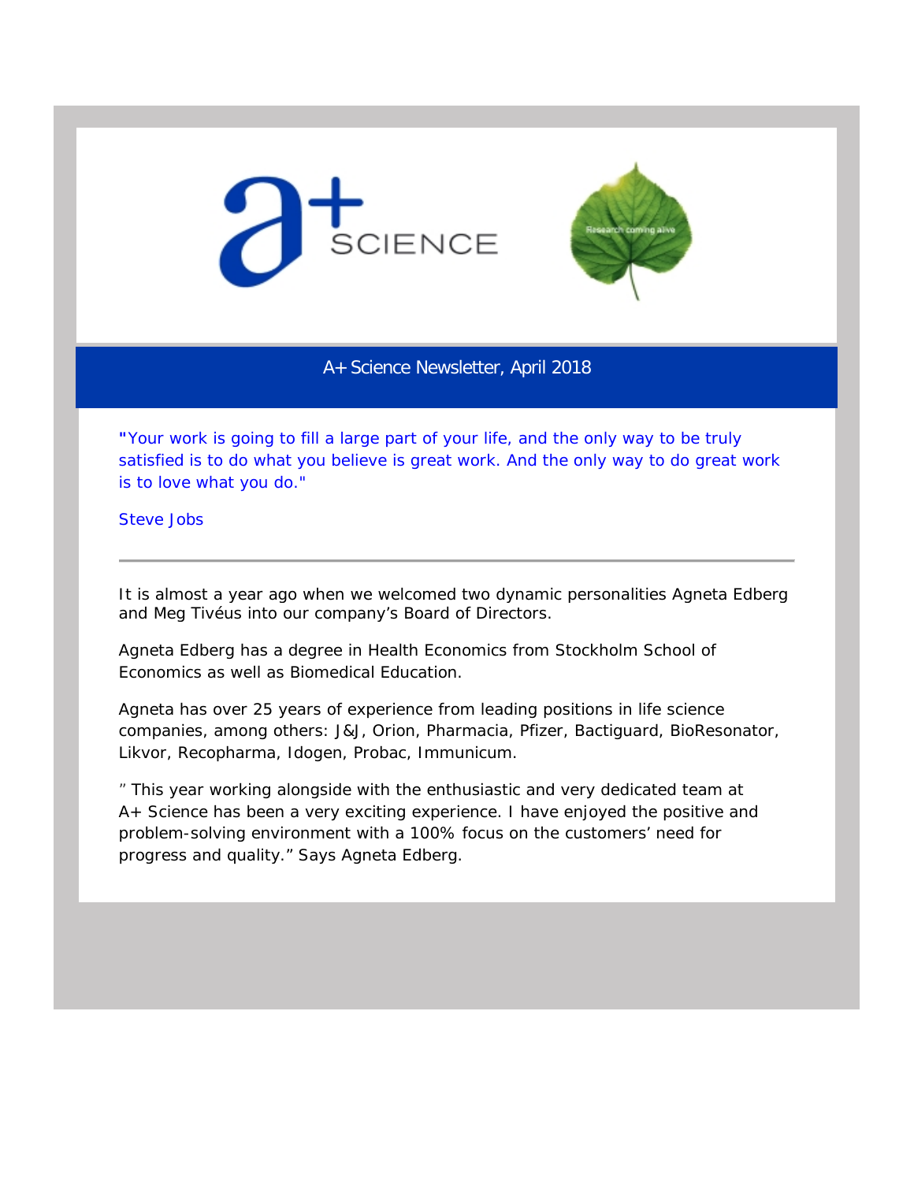# A+ Science Newsletter, April 2018

*"Your work is going to fill a large part of your life, and the only way to be truly satisfied is to do what you believe is great work. And the only way to do great work is to love what you do."*

*Steve Jobs*

---

It is almost a year ago when we welcomed two dynamic personalities Agneta Edberg and Meg Tivéus into our company's Board of Directors.

Agneta Edberg has a degree in Health Economics from Stockholm School of Economics as well as Biomedical Education.

Agneta has over 25 years of experience from leading positions in life science companies, among others: J&J, Orion, Pharmacia, Pfizer, Bactiguard, BioResonator, Likvor, Recopharma, Idogen, Probac, Immunicum.

" This year working alongside with the enthusiastic and very dedicated team at A+ Science has been a very exciting experience. I have enjoyed the positive and problem-solving environment with a 100% focus on the customers' need for progress and quality." Says Agneta Edberg.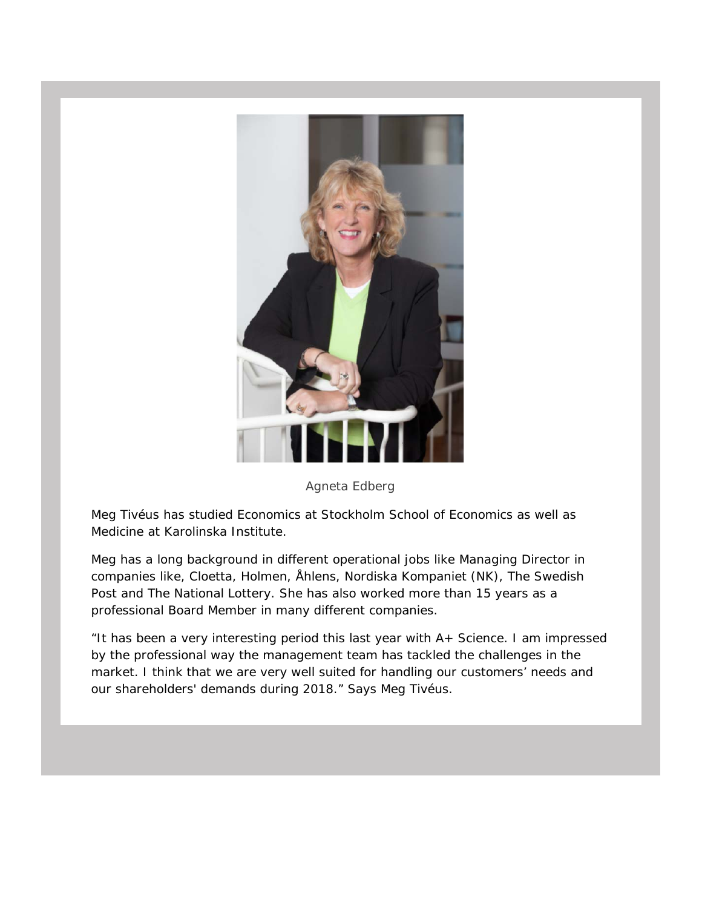Agneta Edberg

Meg Tivéus has studied Economics at Stockholm School of Economics as well as Medicine at Karolinska Institute.

Meg has a long background in different operational jobs like Managing Director in companies like, Cloetta, Holmen, Åhlens, Nordiska Kompaniet (NK), The Swedish Post and The National Lottery. She has also worked more than 15 years as a professional Board Member in many different companies.

"It has been a very interesting period this last year with A+ Science. I am impressed by the professional way the management team has tackled the challenges in the market. I think that we are very well suited for handling our customers' needs and our shareholders' demands during 2018." Says Meg Tivéus.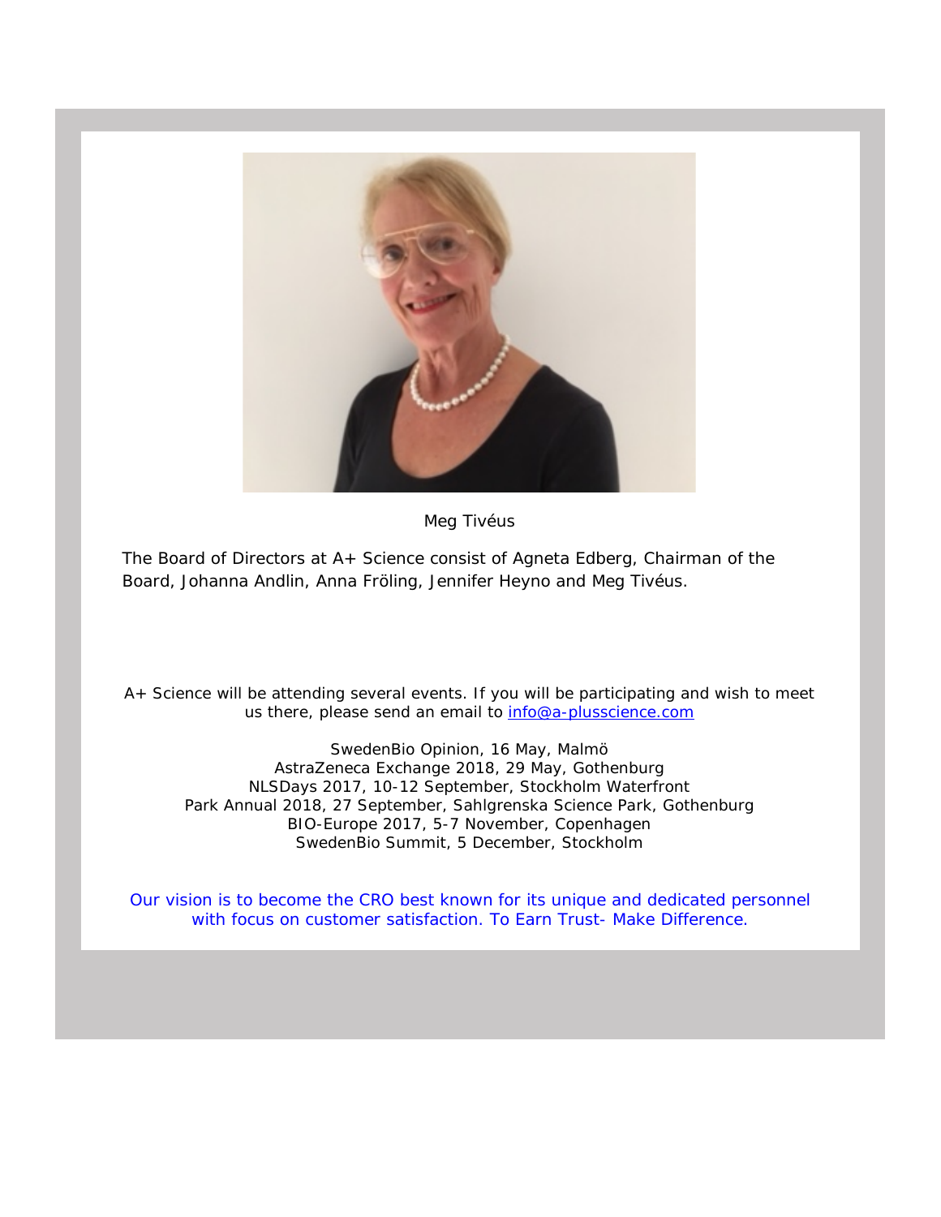Meg Tivéus

The Board of Directors at A+ Science consist of Agneta Edberg, Chairman of the Board, Johanna Andlin, Anna Fröling, Jennifer Heyno and Meg Tivéus.

A+ Science will be attending several events. If you will be participating and wish to meet us there, please send an email to info@a-plusscience.com

SwedenBio Opinion, 16 May, Malmö
AstraZeneca Exchange 2018, 29 May, Gothenburg
NLSDays 2017, 10-12 September, Stockholm Waterfront
Park Annual 2018, 27 September, Sahlgrenska Science Park, Gothenburg
BIO-Europe 2017, 5-7 November, Copenhagen
SwedenBio Summit, 5 December, Stockholm

Our vision is to become the CRO best known for its unique and dedicated personnel with focus on customer satisfaction. To Earn Trust- Make Difference.